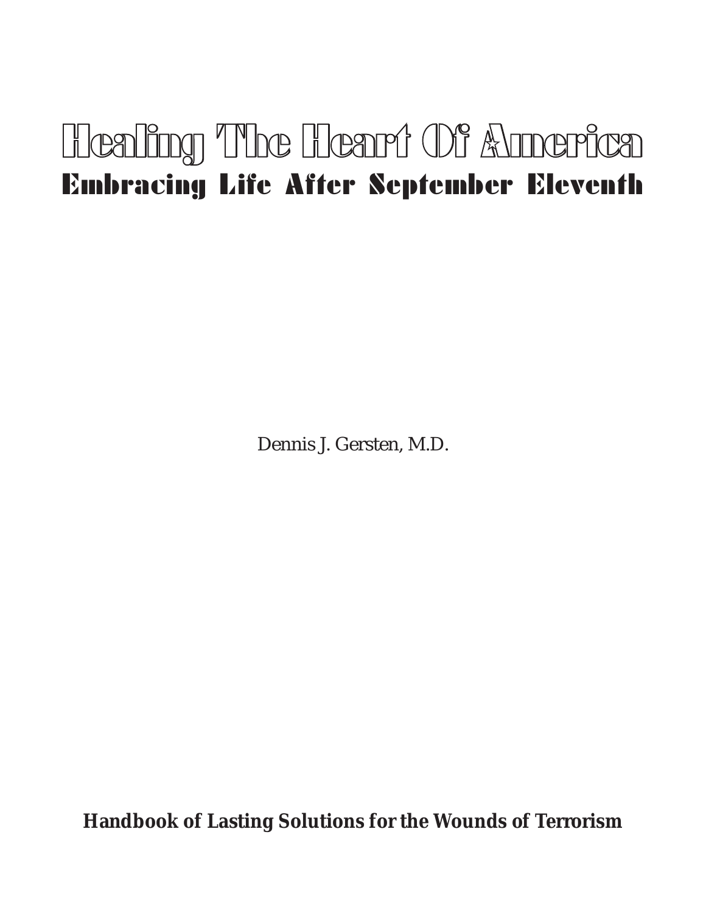# Healing The Heart Of America

## Embracing Life After September Eleventh

Dennis J. Gersten, M.D.

**Handbook of Lasting Solutions for the Wounds of Terrorism**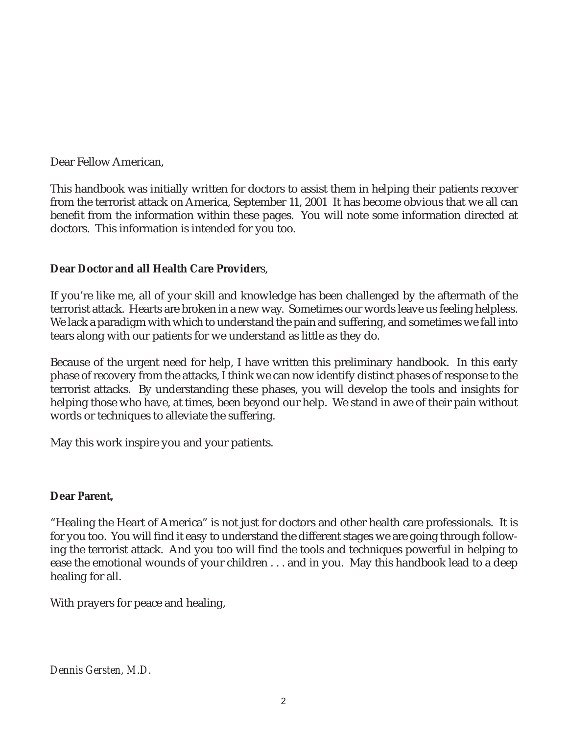Dear Fellow American,

This handbook was initially written for doctors to assist them in helping their patients recover from the terrorist attack on America, September 11, 2001 It has become obvious that we all can benefit from the information within these pages. You will note some information directed at doctors. This information is intended for you too.

**Dear Doctor and all Health Care Provider**s,

If you're like me, all of your skill and knowledge has been challenged by the aftermath of the terrorist attack. Hearts are broken in a new way. Sometimes our words leave us feeling helpless. We lack a paradigm with which to understand the pain and suffering, and sometimes we fall into tears along with our patients for we understand as little as they do.

Because of the urgent need for help, I have written this preliminary handbook. In this early phase of recovery from the attacks, I think we can now identify distinct phases of response to the terrorist attacks. By understanding these phases, you will develop the tools and insights for helping those who have, at times, been beyond our help. We stand in awe of their pain without words or techniques to alleviate the suffering.

May this work inspire you and your patients.

**Dear Parent,**

"Healing the Heart of America" is not just for doctors and other health care professionals. It is for you too. You will find it easy to understand the different stages we are going through following the terrorist attack. And you too will find the tools and techniques powerful in helping to ease the emotional wounds of your children . . . and in you. May this handbook lead to a deep healing for all.

With prayers for peace and healing,

*Dennis Gersten, M.D.*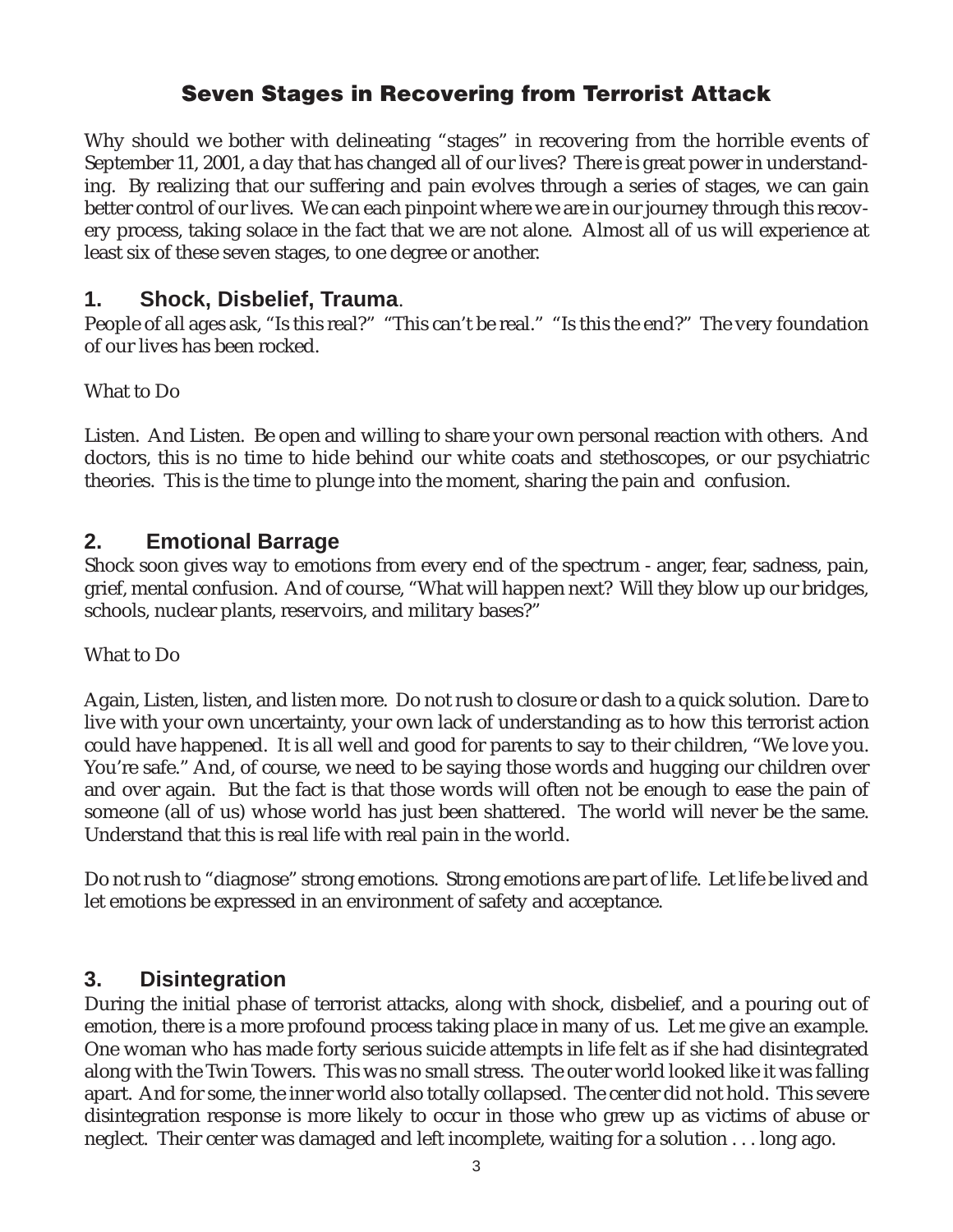# Seven Stages in Recovering from Terrorist Attack

Why should we bother with delineating "stages" in recovering from the horrible events of September 11, 2001, a day that has changed all of our lives? There is great power in understanding. By realizing that our suffering and pain evolves through a series of stages, we can gain better control of our lives. We can each pinpoint where we are in our journey through this recovery process, taking solace in the fact that we are not alone. Almost all of us will experience at least six of these seven stages, to one degree or another.

## 1. Shock, Disbelief, Trauma.

People of all ages ask, "Is this real?" "This can't be real." "Is this the end?" The very foundation of our lives has been rocked.

What to Do

Listen. And Listen. Be open and willing to share your own personal reaction with others. And doctors, this is no time to hide behind our white coats and stethoscopes, or our psychiatric theories. This is the time to plunge into the moment, sharing the pain and confusion.

## 2. Emotional Barrage

Shock soon gives way to emotions from every end of the spectrum - anger, fear, sadness, pain, grief, mental confusion. And of course, "What will happen next? Will they blow up our bridges, schools, nuclear plants, reservoirs, and military bases?"

What to Do

Again, Listen, listen, and listen more. Do not rush to closure or dash to a quick solution. Dare to live with your own uncertainty, your own lack of understanding as to how this terrorist action could have happened. It is all well and good for parents to say to their children, "We love you. You're safe." And, of course, we need to be saying those words and hugging our children over and over again. But the fact is that those words will often not be enough to ease the pain of someone (all of us) whose world has just been shattered. The world will never be the same. Understand that this is real life with real pain in the world.

Do not rush to "diagnose" strong emotions. Strong emotions are part of life. Let life be lived and let emotions be expressed in an environment of safety and acceptance.

## 3. Disintegration

During the initial phase of terrorist attacks, along with shock, disbelief, and a pouring out of emotion, there is a more profound process taking place in many of us. Let me give an example. One woman who has made forty serious suicide attempts in life felt as if she had disintegrated along with the Twin Towers. This was no small stress. The outer world looked like it was falling apart. And for some, the inner world also totally collapsed. The center did not hold. This severe disintegration response is more likely to occur in those who grew up as victims of abuse or neglect. Their center was damaged and left incomplete, waiting for a solution . . . long ago.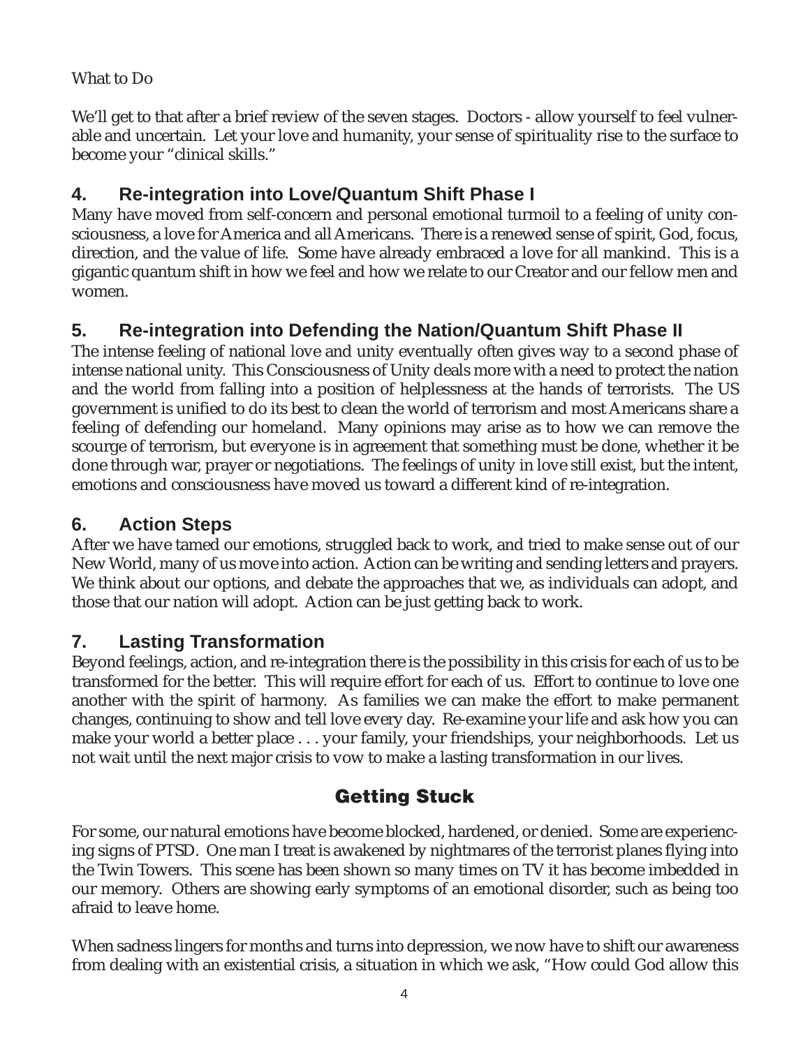What to Do

We'll get to that after a brief review of the seven stages. Doctors - allow yourself to feel vulnerable and uncertain. Let your love and humanity, your sense of spirituality rise to the surface to become your "clinical skills."

### 4. Re-integration into Love/Quantum Shift Phase I

Many have moved from self-concern and personal emotional turmoil to a feeling of unity consciousness, a love for America and all Americans. There is a renewed sense of spirit, God, focus, direction, and the value of life. Some have already embraced a love for all mankind. This is a gigantic quantum shift in how we feel and how we relate to our Creator and our fellow men and women.

### 5. Re-integration into Defending the Nation/Quantum Shift Phase II

The intense feeling of national love and unity eventually often gives way to a second phase of intense national unity. This Consciousness of Unity deals more with a need to protect the nation and the world from falling into a position of helplessness at the hands of terrorists. The US government is unified to do its best to clean the world of terrorism and most Americans share a feeling of defending our homeland. Many opinions may arise as to how we can remove the scourge of terrorism, but everyone is in agreement that something must be done, whether it be done through war, prayer or negotiations. The feelings of unity in love still exist, but the intent, emotions and consciousness have moved us toward a different kind of re-integration.

### 6. Action Steps

After we have tamed our emotions, struggled back to work, and tried to make sense out of our New World, many of us move into action. Action can be writing and sending letters and prayers. We think about our options, and debate the approaches that we, as individuals can adopt, and those that our nation will adopt. Action can be just getting back to work.

### 7. Lasting Transformation

Beyond feelings, action, and re-integration there is the possibility in this crisis for each of us to be transformed for the better. This will require effort for each of us. Effort to continue to love one another with the spirit of harmony. As families we can make the effort to make permanent changes, continuing to show and tell love every day. Re-examine your life and ask how you can make your world a better place . . . your family, your friendships, your neighborhoods. Let us not wait until the next major crisis to vow to make a lasting transformation in our lives.

## Getting Stuck

For some, our natural emotions have become blocked, hardened, or denied. Some are experiencing signs of PTSD. One man I treat is awakened by nightmares of the terrorist planes flying into the Twin Towers. This scene has been shown so many times on TV it has become imbedded in our memory. Others are showing early symptoms of an emotional disorder, such as being too afraid to leave home.

When sadness lingers for months and turns into depression, we now have to shift our awareness from dealing with an existential crisis, a situation in which we ask, "How could God allow this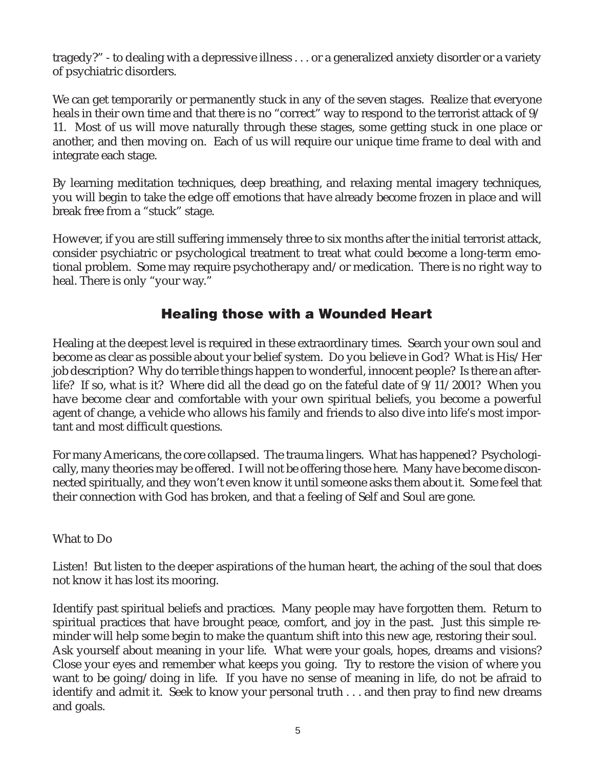tragedy?" - to dealing with a depressive illness . . . or a generalized anxiety disorder or a variety of psychiatric disorders.

We can get temporarily or permanently stuck in any of the seven stages. Realize that everyone heals in their own time and that there is no "correct" way to respond to the terrorist attack of 9/11. Most of us will move naturally through these stages, some getting stuck in one place or another, and then moving on. Each of us will require our unique time frame to deal with and integrate each stage.

By learning meditation techniques, deep breathing, and relaxing mental imagery techniques, you will begin to take the edge off emotions that have already become frozen in place and will break free from a "stuck" stage.

However, if you are still suffering immensely three to six months after the initial terrorist attack, consider psychiatric or psychological treatment to treat what could become a long-term emotional problem. Some may require psychotherapy and/or medication. There is no right way to heal. There is only "your way."

## Healing those with a Wounded Heart

Healing at the deepest level is required in these extraordinary times. Search your own soul and become as clear as possible about your belief system. Do you believe in God? What is His/Her job description? Why do terrible things happen to wonderful, innocent people? Is there an afterlife? If so, what is it? Where did all the dead go on the fateful date of 9/11/2001? When you have become clear and comfortable with your own spiritual beliefs, you become a powerful agent of change, a vehicle who allows his family and friends to also dive into life's most important and most difficult questions.

For many Americans, the core collapsed. The trauma lingers. What has happened? Psychologically, many theories may be offered. I will not be offering those here. Many have become disconnected spiritually, and they won't even know it until someone asks them about it. Some feel that their connection with God has broken, and that a feeling of Self and Soul are gone.

What to Do

Listen! But listen to the deeper aspirations of the human heart, the aching of the soul that does not know it has lost its mooring.

Identify past spiritual beliefs and practices. Many people may have forgotten them. Return to spiritual practices that have brought peace, comfort, and joy in the past. Just this simple reminder will help some begin to make the quantum shift into this new age, restoring their soul. Ask yourself about meaning in your life. What were your goals, hopes, dreams and visions? Close your eyes and remember what keeps you going. Try to restore the vision of where you want to be going/doing in life. If you have no sense of meaning in life, do not be afraid to identify and admit it. Seek to know your personal truth . . . and then pray to find new dreams and goals.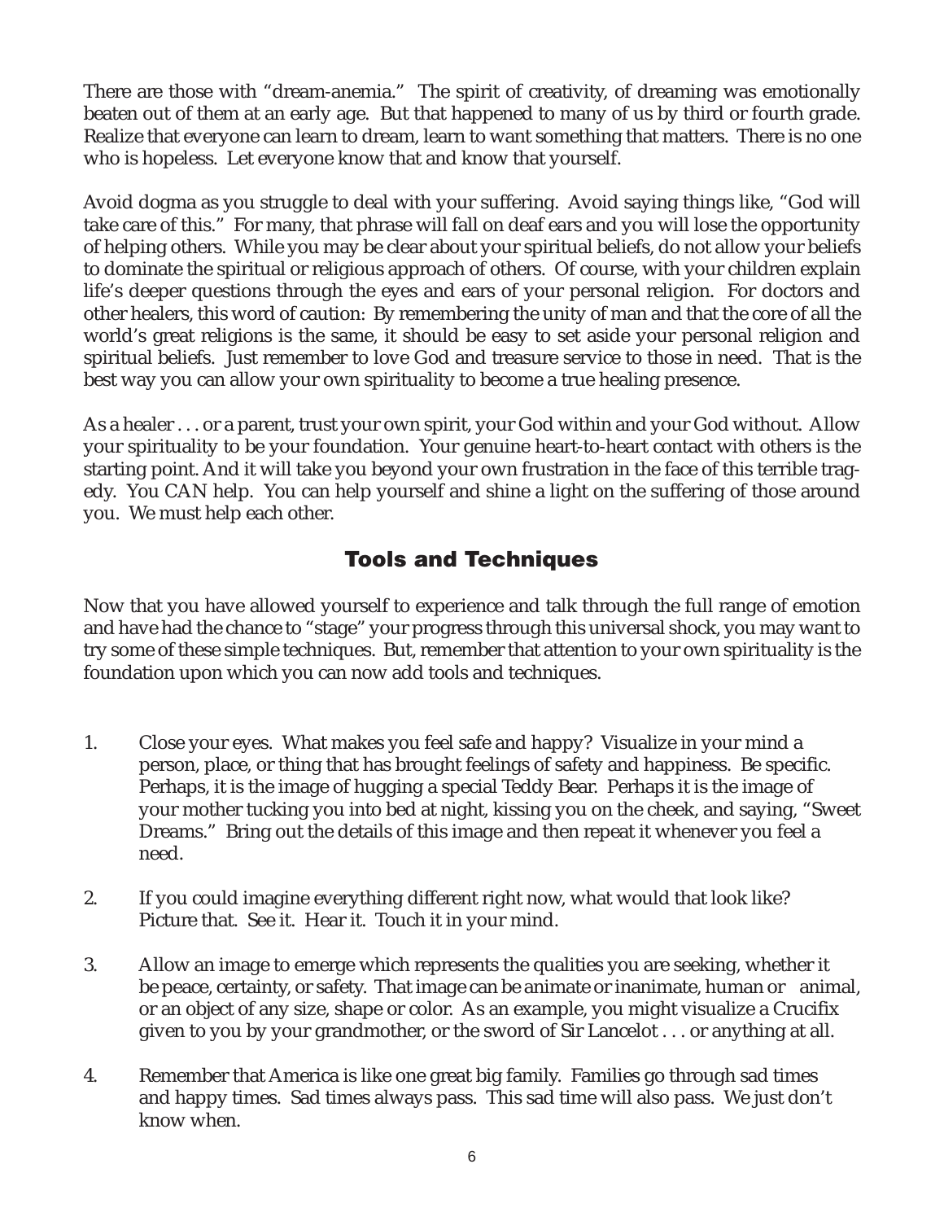There are those with "dream-anemia." The spirit of creativity, of dreaming was emotionally beaten out of them at an early age. But that happened to many of us by third or fourth grade. Realize that everyone can learn to dream, learn to want something that matters. There is no one who is hopeless. Let everyone know that and know that yourself.

Avoid dogma as you struggle to deal with your suffering. Avoid saying things like, "God will take care of this." For many, that phrase will fall on deaf ears and you will lose the opportunity of helping others. While you may be clear about your spiritual beliefs, do not allow your beliefs to dominate the spiritual or religious approach of others. Of course, with your children explain life's deeper questions through the eyes and ears of your personal religion. For doctors and other healers, this word of caution: By remembering the unity of man and that the core of all the world's great religions is the same, it should be easy to set aside your personal religion and spiritual beliefs. Just remember to love God and treasure service to those in need. That is the best way you can allow your own spirituality to become a true healing presence.

As a healer . . . or a parent, trust your own spirit, your God within and your God without. Allow your spirituality to be your foundation. Your genuine heart-to-heart contact with others is the starting point. And it will take you beyond your own frustration in the face of this terrible tragedy. You CAN help. You can help yourself and shine a light on the suffering of those around you. We must help each other.

## Tools and Techniques

Now that you have allowed yourself to experience and talk through the full range of emotion and have had the chance to "stage" your progress through this universal shock, you may want to try some of these simple techniques. But, remember that attention to your own spirituality is the foundation upon which you can now add tools and techniques.

1. Close your eyes. What makes you feel safe and happy? Visualize in your mind a person, place, or thing that has brought feelings of safety and happiness. Be specific. Perhaps, it is the image of hugging a special Teddy Bear. Perhaps it is the image of your mother tucking you into bed at night, kissing you on the cheek, and saying, "Sweet Dreams." Bring out the details of this image and then repeat it whenever you feel a need.

2. If you could imagine everything different right now, what would that look like? Picture that. See it. Hear it. Touch it in your mind.

3. Allow an image to emerge which represents the qualities you are seeking, whether it be peace, certainty, or safety. That image can be animate or inanimate, human or animal, or an object of any size, shape or color. As an example, you might visualize a Crucifix given to you by your grandmother, or the sword of Sir Lancelot . . . or anything at all.

4. Remember that America is like one great big family. Families go through sad times and happy times. Sad times always pass. This sad time will also pass. We just don't know when.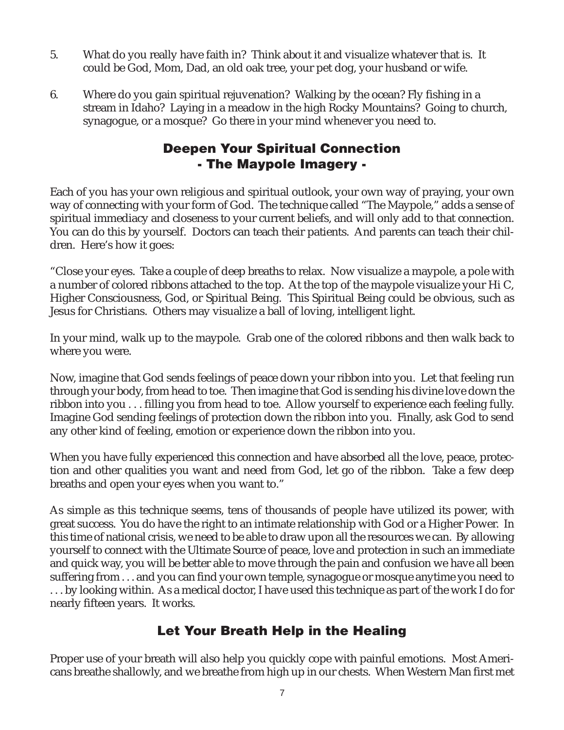5. What do you really have faith in? Think about it and visualize whatever that is. It could be God, Mom, Dad, an old oak tree, your pet dog, your husband or wife.

6. Where do you gain spiritual rejuvenation? Walking by the ocean? Fly fishing in a stream in Idaho? Laying in a meadow in the high Rocky Mountains? Going to church, synagogue, or a mosque? Go there in your mind whenever you need to.

## Deepen Your Spiritual Connection - The Maypole Imagery -

Each of you has your own religious and spiritual outlook, your own way of praying, your own way of connecting with your form of God. The technique called "The Maypole," adds a sense of spiritual immediacy and closeness to your current beliefs, and will only add to that connection. You can do this by yourself. Doctors can teach their patients. And parents can teach their children. Here's how it goes:

"Close your eyes. Take a couple of deep breaths to relax. Now visualize a maypole, a pole with a number of colored ribbons attached to the top. At the top of the maypole visualize your Hi C, Higher Consciousness, God, or Spiritual Being. This Spiritual Being could be obvious, such as Jesus for Christians. Others may visualize a ball of loving, intelligent light.

In your mind, walk up to the maypole. Grab one of the colored ribbons and then walk back to where you were.

Now, imagine that God sends feelings of peace down your ribbon into you. Let that feeling run through your body, from head to toe. Then imagine that God is sending his divine love down the ribbon into you . . . filling you from head to toe. Allow yourself to experience each feeling fully. Imagine God sending feelings of protection down the ribbon into you. Finally, ask God to send any other kind of feeling, emotion or experience down the ribbon into you.

When you have fully experienced this connection and have absorbed all the love, peace, protection and other qualities you want and need from God, let go of the ribbon. Take a few deep breaths and open your eyes when you want to."

As simple as this technique seems, tens of thousands of people have utilized its power, with great success. You do have the right to an intimate relationship with God or a Higher Power. In this time of national crisis, we need to be able to draw upon all the resources we can. By allowing yourself to connect with the Ultimate Source of peace, love and protection in such an immediate and quick way, you will be better able to move through the pain and confusion we have all been suffering from . . . and you can find your own temple, synagogue or mosque anytime you need to . . . by looking within. As a medical doctor, I have used this technique as part of the work I do for nearly fifteen years. It works.

## Let Your Breath Help in the Healing

Proper use of your breath will also help you quickly cope with painful emotions. Most Americans breathe shallowly, and we breathe from high up in our chests. When Western Man first met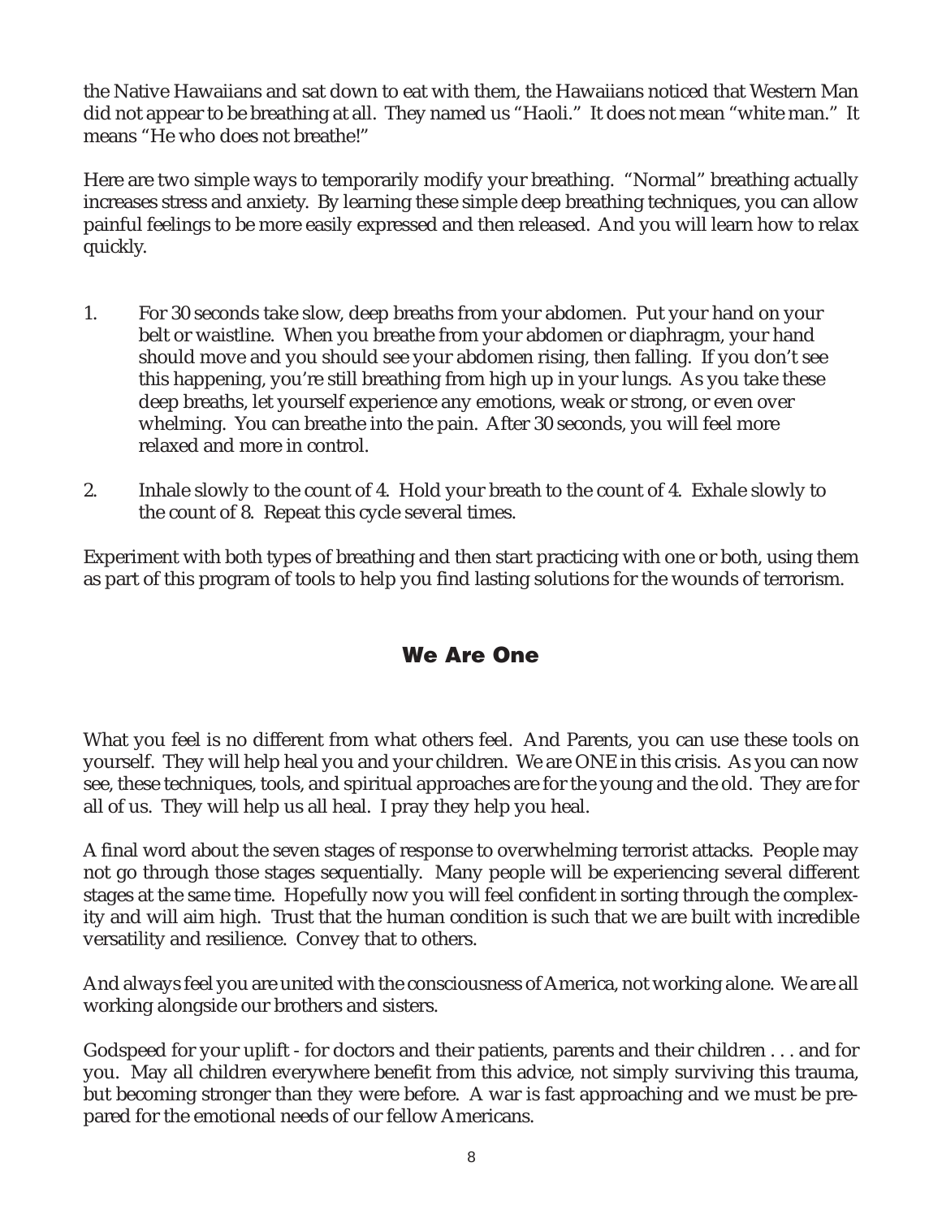the Native Hawaiians and sat down to eat with them, the Hawaiians noticed that Western Man did not appear to be breathing at all. They named us "Haoli." It does not mean "white man." It means "He who does not breathe!"

Here are two simple ways to temporarily modify your breathing. "Normal" breathing actually increases stress and anxiety. By learning these simple deep breathing techniques, you can allow painful feelings to be more easily expressed and then released. And you will learn how to relax quickly.

1. For 30 seconds take slow, deep breaths from your abdomen. Put your hand on your belt or waistline. When you breathe from your abdomen or diaphragm, your hand should move and you should see your abdomen rising, then falling. If you don't see this happening, you're still breathing from high up in your lungs. As you take these deep breaths, let yourself experience any emotions, weak or strong, or even over whelming. You can breathe into the pain. After 30 seconds, you will feel more relaxed and more in control.

2. Inhale slowly to the count of 4. Hold your breath to the count of 4. Exhale slowly to the count of 8. Repeat this cycle several times.

Experiment with both types of breathing and then start practicing with one or both, using them as part of this program of tools to help you find lasting solutions for the wounds of terrorism.

## We Are One

What you feel is no different from what others feel. And Parents, you can use these tools on yourself. They will help heal you and your children. We are ONE in this crisis. As you can now see, these techniques, tools, and spiritual approaches are for the young and the old. They are for all of us. They will help us all heal. I pray they help you heal.

A final word about the seven stages of response to overwhelming terrorist attacks. People may not go through those stages sequentially. Many people will be experiencing several different stages at the same time. Hopefully now you will feel confident in sorting through the complexity and will aim high. Trust that the human condition is such that we are built with incredible versatility and resilience. Convey that to others.

And always feel you are united with the consciousness of America, not working alone. We are all working alongside our brothers and sisters.

Godspeed for your uplift - for doctors and their patients, parents and their children . . . and for you. May all children everywhere benefit from this advice, not simply surviving this trauma, but becoming stronger than they were before. A war is fast approaching and we must be prepared for the emotional needs of our fellow Americans.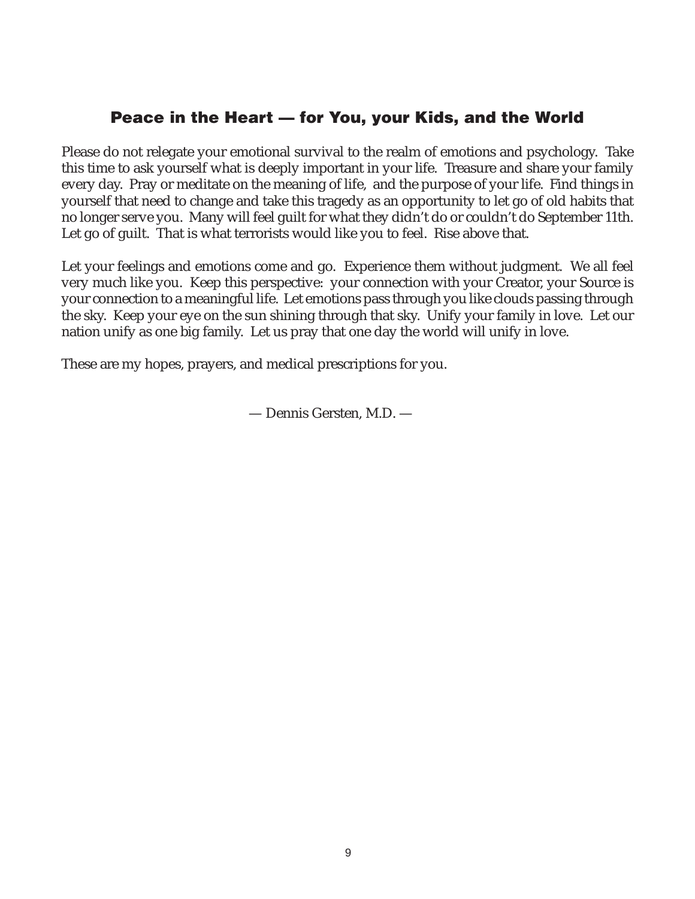## Peace in the Heart — for You, your Kids, and the World

Please do not relegate your emotional survival to the realm of emotions and psychology. Take this time to ask yourself what is deeply important in your life. Treasure and share your family every day. Pray or meditate on the meaning of life, and the purpose of your life. Find things in yourself that need to change and take this tragedy as an opportunity to let go of old habits that no longer serve you. Many will feel guilt for what they didn't do or couldn't do September 11th. Let go of guilt. That is what terrorists would like you to feel. Rise above that.

Let your feelings and emotions come and go. Experience them without judgment. We all feel very much like you. Keep this perspective: your connection with your Creator, your Source is your connection to a meaningful life. Let emotions pass through you like clouds passing through the sky. Keep your eye on the sun shining through that sky. Unify your family in love. Let our nation unify as one big family. Let us pray that one day the world will unify in love.

These are my hopes, prayers, and medical prescriptions for you.

— Dennis Gersten, M.D. —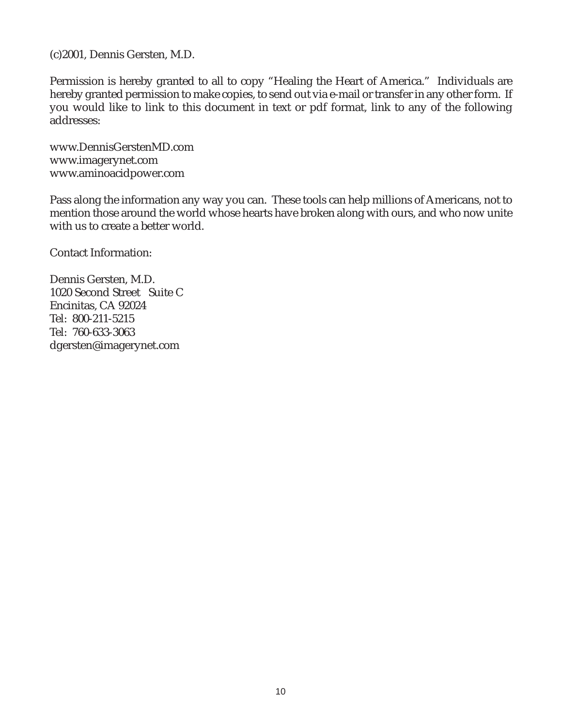(c)2001, Dennis Gersten, M.D.

Permission is hereby granted to all to copy "Healing the Heart of America." Individuals are hereby granted permission to make copies, to send out via e-mail or transfer in any other form. If you would like to link to this document in text or pdf format, link to any of the following addresses:

www.DennisGerstenMD.com
www.imagerynet.com
www.aminoacidpower.com

Pass along the information any way you can. These tools can help millions of Americans, not to mention those around the world whose hearts have broken along with ours, and who now unite with us to create a better world.

Contact Information:

Dennis Gersten, M.D.
1020 Second Street Suite C
Encinitas, CA 92024
Tel: 800-211-5215
Tel: 760-633-3063
dgersten@imagerynet.com